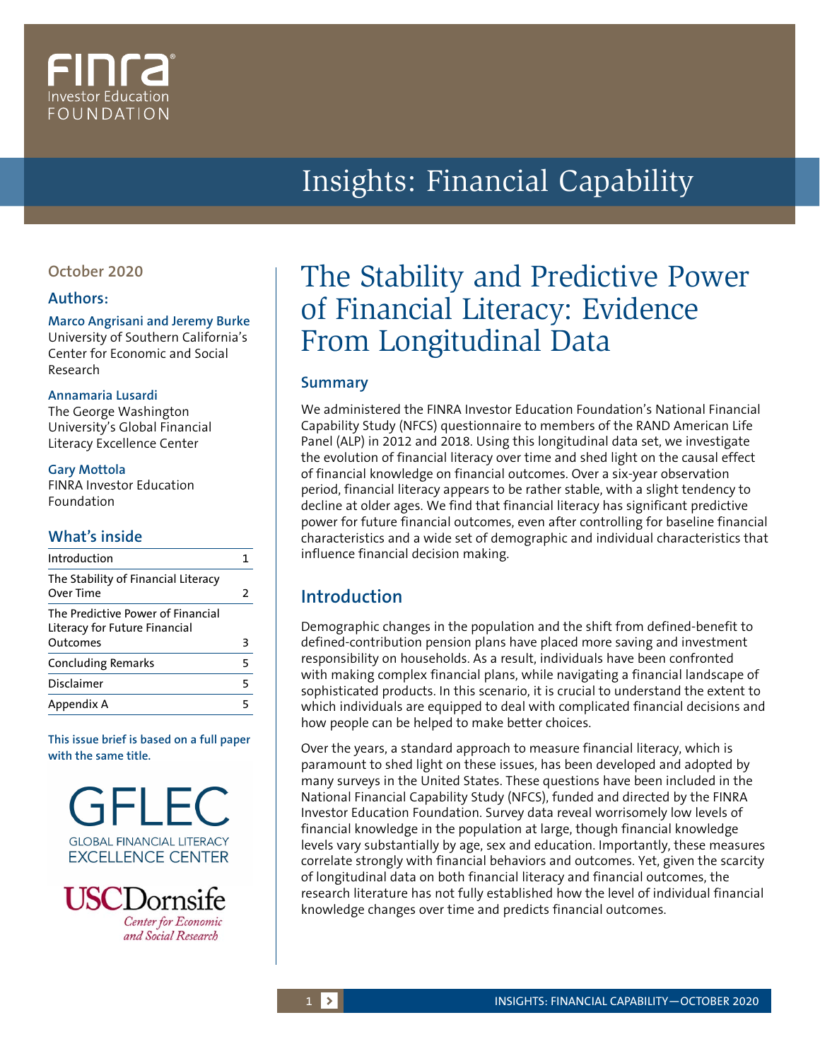FINRA Investor Education FOUNDATION

Insights: Financial Capability

October 2020

**Authors:**

**Marco Angrisani and Jeremy Burke**
University of Southern California's Center for Economic and Social Research

**Annamaria Lusardi**
The George Washington University's Global Financial Literacy Excellence Center

**Gary Mottola**
FINRA Investor Education Foundation

**What's inside**

| | |
|---|---|
| Introduction | 1 |
| The Stability of Financial Literacy Over Time | 2 |
| The Predictive Power of Financial Literacy for Future Financial Outcomes | 3 |
| Concluding Remarks | 5 |
| Disclaimer | 5 |
| Appendix A | 5 |

**This issue brief is based on a full paper with the same title.**

GFLEC GLOBAL FINANCIAL LITERACY EXCELLENCE CENTER

USC Dornsife Center for Economic and Social Research

# The Stability and Predictive Power of Financial Literacy: Evidence From Longitudinal Data

## Summary

We administered the FINRA Investor Education Foundation's National Financial Capability Study (NFCS) questionnaire to members of the RAND American Life Panel (ALP) in 2012 and 2018. Using this longitudinal data set, we investigate the evolution of financial literacy over time and shed light on the causal effect of financial knowledge on financial outcomes. Over a six-year observation period, financial literacy appears to be rather stable, with a slight tendency to decline at older ages. We find that financial literacy has significant predictive power for future financial outcomes, even after controlling for baseline financial characteristics and a wide set of demographic and individual characteristics that influence financial decision making.

## Introduction

Demographic changes in the population and the shift from defined-benefit to defined-contribution pension plans have placed more saving and investment responsibility on households. As a result, individuals have been confronted with making complex financial plans, while navigating a financial landscape of sophisticated products. In this scenario, it is crucial to understand the extent to which individuals are equipped to deal with complicated financial decisions and how people can be helped to make better choices.

Over the years, a standard approach to measure financial literacy, which is paramount to shed light on these issues, has been developed and adopted by many surveys in the United States. These questions have been included in the National Financial Capability Study (NFCS), funded and directed by the FINRA Investor Education Foundation. Survey data reveal worrisomely low levels of financial knowledge in the population at large, though financial knowledge levels vary substantially by age, sex and education. Importantly, these measures correlate strongly with financial behaviors and outcomes. Yet, given the scarcity of longitudinal data on both financial literacy and financial outcomes, the research literature has not fully established how the level of individual financial knowledge changes over time and predicts financial outcomes.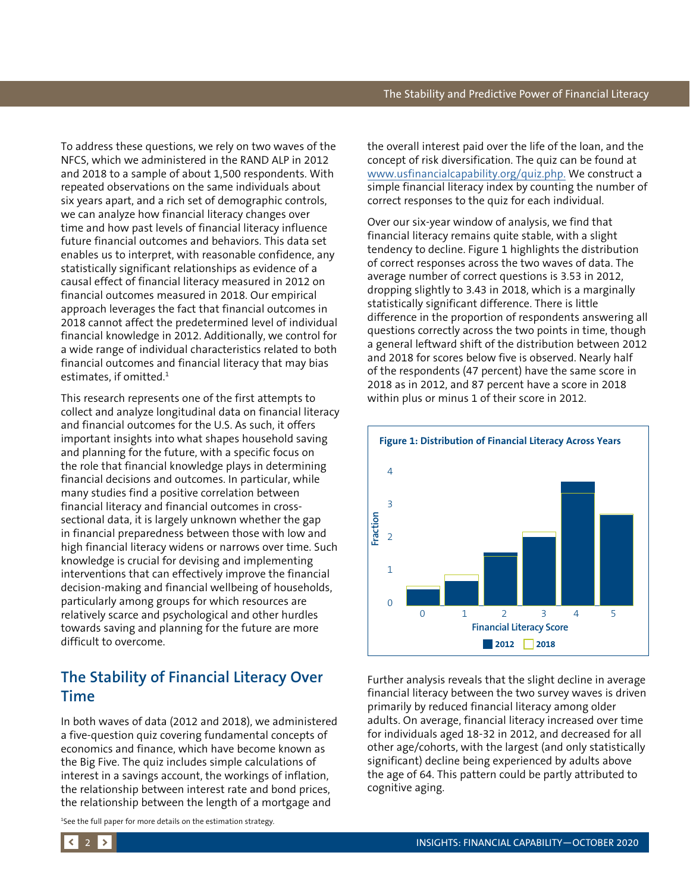To address these questions, we rely on two waves of the NFCS, which we administered in the RAND ALP in 2012 and 2018 to a sample of about 1,500 respondents. With repeated observations on the same individuals about six years apart, and a rich set of demographic controls, we can analyze how financial literacy changes over time and how past levels of financial literacy influence future financial outcomes and behaviors. This data set enables us to interpret, with reasonable confidence, any statistically significant relationships as evidence of a causal effect of financial literacy measured in 2012 on financial outcomes measured in 2018. Our empirical approach leverages the fact that financial outcomes in 2018 cannot affect the predetermined level of individual financial knowledge in 2012. Additionally, we control for a wide range of individual characteristics related to both financial outcomes and financial literacy that may bias estimates, if omitted.[1]

This research represents one of the first attempts to collect and analyze longitudinal data on financial literacy and financial outcomes for the U.S. As such, it offers important insights into what shapes household saving and planning for the future, with a specific focus on the role that financial knowledge plays in determining financial decisions and outcomes. In particular, while many studies find a positive correlation between financial literacy and financial outcomes in cross-sectional data, it is largely unknown whether the gap in financial preparedness between those with low and high financial literacy widens or narrows over time. Such knowledge is crucial for devising and implementing interventions that can effectively improve the financial decision-making and financial wellbeing of households, particularly among groups for which resources are relatively scarce and psychological and other hurdles towards saving and planning for the future are more difficult to overcome.

## The Stability of Financial Literacy Over Time

In both waves of data (2012 and 2018), we administered a five-question quiz covering fundamental concepts of economics and finance, which have become known as the Big Five. The quiz includes simple calculations of interest in a savings account, the workings of inflation, the relationship between interest rate and bond prices, the relationship between the length of a mortgage and the overall interest paid over the life of the loan, and the concept of risk diversification. The quiz can be found at www.usfinancialcapability.org/quiz.php. We construct a simple financial literacy index by counting the number of correct responses to the quiz for each individual.

Over our six-year window of analysis, we find that financial literacy remains quite stable, with a slight tendency to decline. Figure 1 highlights the distribution of correct responses across the two waves of data. The average number of correct questions is 3.53 in 2012, dropping slightly to 3.43 in 2018, which is a marginally statistically significant difference. There is little difference in the proportion of respondents answering all questions correctly across the two points in time, though a general leftward shift of the distribution between 2012 and 2018 for scores below five is observed. Nearly half of the respondents (47 percent) have the same score in 2018 as in 2012, and 87 percent have a score in 2018 within plus or minus 1 of their score in 2012.

**Figure 1: Distribution of Financial Literacy Across Years**

Further analysis reveals that the slight decline in average financial literacy between the two survey waves is driven primarily by reduced financial literacy among older adults. On average, financial literacy increased over time for individuals aged 18-32 in 2012, and decreased for all other age/cohorts, with the largest (and only statistically significant) decline being experienced by adults above the age of 64. This pattern could be partly attributed to cognitive aging.

[1] See the full paper for more details on the estimation strategy.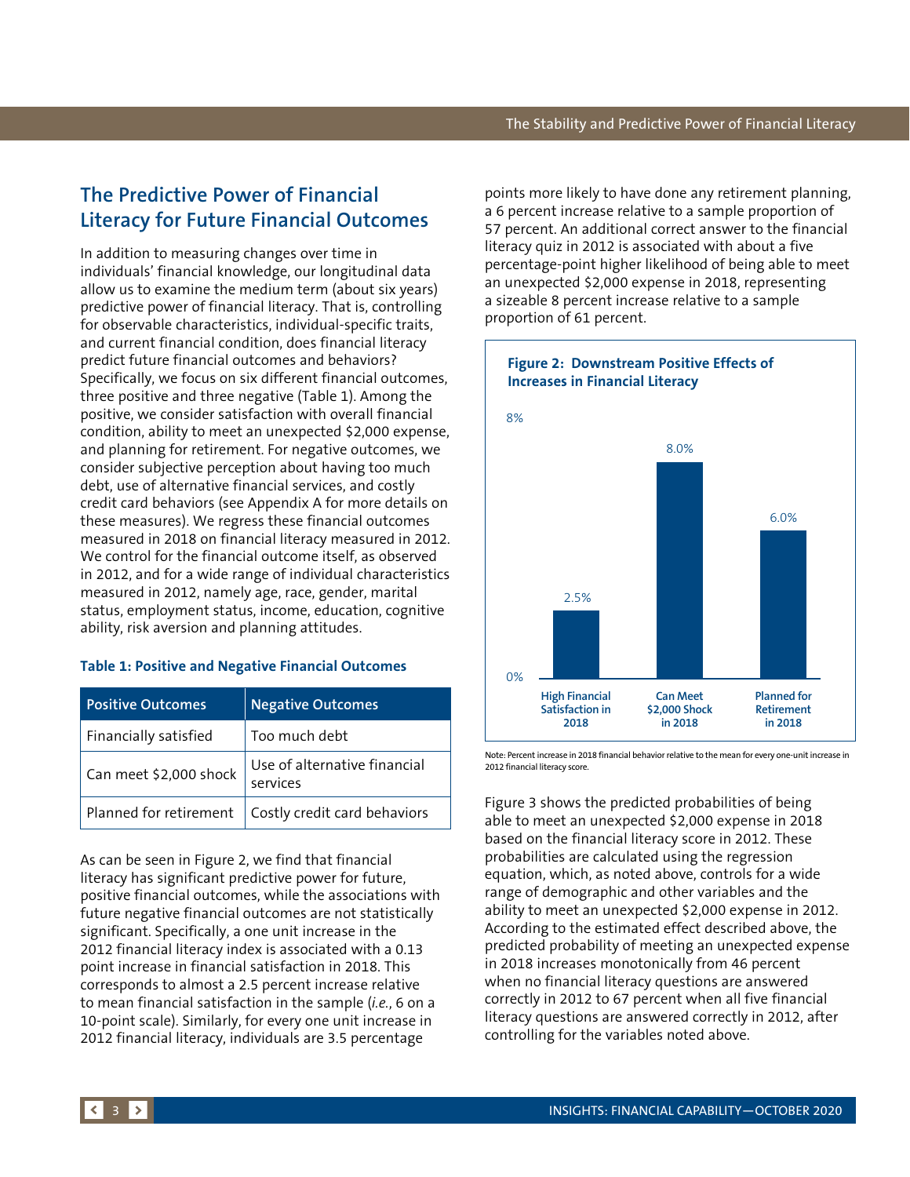## The Predictive Power of Financial Literacy for Future Financial Outcomes

In addition to measuring changes over time in individuals' financial knowledge, our longitudinal data allow us to examine the medium term (about six years) predictive power of financial literacy. That is, controlling for observable characteristics, individual-specific traits, and current financial condition, does financial literacy predict future financial outcomes and behaviors? Specifically, we focus on six different financial outcomes, three positive and three negative (Table 1). Among the positive, we consider satisfaction with overall financial condition, ability to meet an unexpected $2,000 expense, and planning for retirement. For negative outcomes, we consider subjective perception about having too much debt, use of alternative financial services, and costly credit card behaviors (see Appendix A for more details on these measures). We regress these financial outcomes measured in 2018 on financial literacy measured in 2012. We control for the financial outcome itself, as observed in 2012, and for a wide range of individual characteristics measured in 2012, namely age, race, gender, marital status, employment status, income, education, cognitive ability, risk aversion and planning attitudes.

**Table 1: Positive and Negative Financial Outcomes**

| Positive Outcomes | Negative Outcomes |
| --- | --- |
| Financially satisfied | Too much debt |
| Can meet $2,000 shock | Use of alternative financial services |
| Planned for retirement | Costly credit card behaviors |

As can be seen in Figure 2, we find that financial literacy has significant predictive power for future, positive financial outcomes, while the associations with future negative financial outcomes are not statistically significant. Specifically, a one unit increase in the 2012 financial literacy index is associated with a 0.13 point increase in financial satisfaction in 2018. This corresponds to almost a 2.5 percent increase relative to mean financial satisfaction in the sample (*i.e.*, 6 on a 10-point scale). Similarly, for every one unit increase in 2012 financial literacy, individuals are 3.5 percentage points more likely to have done any retirement planning, a 6 percent increase relative to a sample proportion of 57 percent. An additional correct answer to the financial literacy quiz in 2012 is associated with about a five percentage-point higher likelihood of being able to meet an unexpected $2,000 expense in 2018, representing a sizeable 8 percent increase relative to a sample proportion of 61 percent.

**Figure 2: Downstream Positive Effects of Increases in Financial Literacy**

| | High Financial Satisfaction in 2018 | Can Meet $2,000 Shock in 2018 | Planned for Retirement in 2018 |
| --- | --- | --- | --- |
| Percent increase | 2.5% | 8.0% | 6.0% |

Note: Percent increase in 2018 financial behavior relative to the mean for every one-unit increase in 2012 financial literacy score.

Figure 3 shows the predicted probabilities of being able to meet an unexpected $2,000 expense in 2018 based on the financial literacy score in 2012. These probabilities are calculated using the regression equation, which, as noted above, controls for a wide range of demographic and other variables and the ability to meet an unexpected $2,000 expense in 2012. According to the estimated effect described above, the predicted probability of meeting an unexpected expense in 2018 increases monotonically from 46 percent when no financial literacy questions are answered correctly in 2012 to 67 percent when all five financial literacy questions are answered correctly in 2012, after controlling for the variables noted above.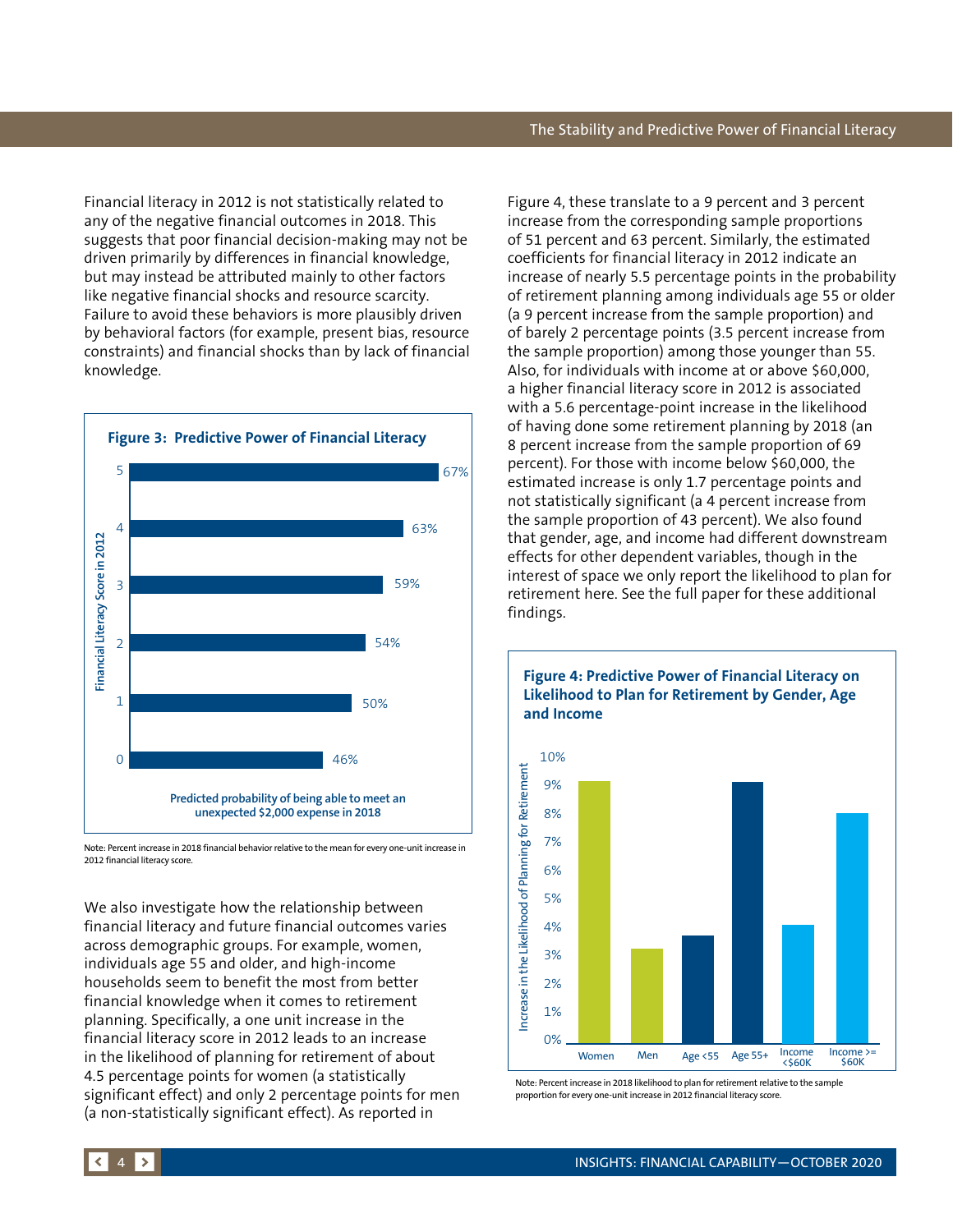Financial literacy in 2012 is not statistically related to any of the negative financial outcomes in 2018. This suggests that poor financial decision-making may not be driven primarily by differences in financial knowledge, but may instead be attributed mainly to other factors like negative financial shocks and resource scarcity. Failure to avoid these behaviors is more plausibly driven by behavioral factors (for example, present bias, resource constraints) and financial shocks than by lack of financial knowledge.

**Figure 3: Predictive Power of Financial Literacy**

| Financial Literacy Score in 2012 | Predicted probability of being able to meet an unexpected $2,000 expense in 2018 |
|---|---|
| 5 | 67% |
| 4 | 63% |
| 3 | 59% |
| 2 | 54% |
| 1 | 50% |
| 0 | 46% |

Note: Percent increase in 2018 financial behavior relative to the mean for every one-unit increase in 2012 financial literacy score.

We also investigate how the relationship between financial literacy and future financial outcomes varies across demographic groups. For example, women, individuals age 55 and older, and high-income households seem to benefit the most from better financial knowledge when it comes to retirement planning. Specifically, a one unit increase in the financial literacy score in 2012 leads to an increase in the likelihood of planning for retirement of about 4.5 percentage points for women (a statistically significant effect) and only 2 percentage points for men (a non-statistically significant effect). As reported in Figure 4, these translate to a 9 percent and 3 percent increase from the corresponding sample proportions of 51 percent and 63 percent. Similarly, the estimated coefficients for financial literacy in 2012 indicate an increase of nearly 5.5 percentage points in the probability of retirement planning among individuals age 55 or older (a 9 percent increase from the sample proportion) and of barely 2 percentage points (3.5 percent increase from the sample proportion) among those younger than 55. Also, for individuals with income at or above $60,000, a higher financial literacy score in 2012 is associated with a 5.6 percentage-point increase in the likelihood of having done some retirement planning by 2018 (an 8 percent increase from the sample proportion of 69 percent). For those with income below $60,000, the estimated increase is only 1.7 percentage points and not statistically significant (a 4 percent increase from the sample proportion of 43 percent). We also found that gender, age, and income had different downstream effects for other dependent variables, though in the interest of space we only report the likelihood to plan for retirement here. See the full paper for these additional findings.

**Figure 4: Predictive Power of Financial Literacy on Likelihood to Plan for Retirement by Gender, Age and Income**

Y-axis: Increase in the Likelihood of Planning for Retirement (0%–10%)

X-axis categories: Women, Men, Age <55, Age 55+, Income <$60K, Income >= $60K

Note: Percent increase in 2018 likelihood to plan for retirement relative to the sample proportion for every one-unit increase in 2012 financial literacy score.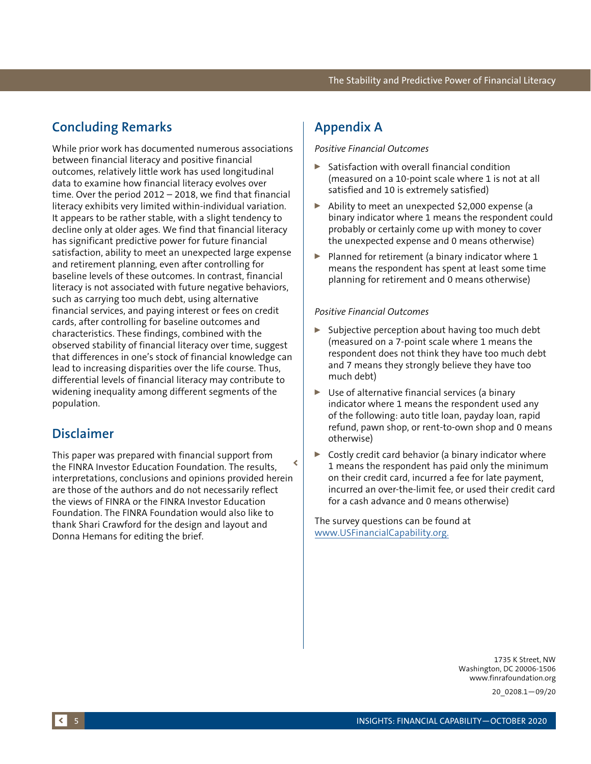## Concluding Remarks

While prior work has documented numerous associations between financial literacy and positive financial outcomes, relatively little work has used longitudinal data to examine how financial literacy evolves over time. Over the period 2012 – 2018, we find that financial literacy exhibits very limited within-individual variation. It appears to be rather stable, with a slight tendency to decline only at older ages. We find that financial literacy has significant predictive power for future financial satisfaction, ability to meet an unexpected large expense and retirement planning, even after controlling for baseline levels of these outcomes. In contrast, financial literacy is not associated with future negative behaviors, such as carrying too much debt, using alternative financial services, and paying interest or fees on credit cards, after controlling for baseline outcomes and characteristics. These findings, combined with the observed stability of financial literacy over time, suggest that differences in one's stock of financial knowledge can lead to increasing disparities over the life course. Thus, differential levels of financial literacy may contribute to widening inequality among different segments of the population.

## Disclaimer

This paper was prepared with financial support from the FINRA Investor Education Foundation. The results, interpretations, conclusions and opinions provided herein are those of the authors and do not necessarily reflect the views of FINRA or the FINRA Investor Education Foundation. The FINRA Foundation would also like to thank Shari Crawford for the design and layout and Donna Hemans for editing the brief.

## Appendix A

*Positive Financial Outcomes*

- Satisfaction with overall financial condition (measured on a 10-point scale where 1 is not at all satisfied and 10 is extremely satisfied)
- Ability to meet an unexpected $2,000 expense (a binary indicator where 1 means the respondent could probably or certainly come up with money to cover the unexpected expense and 0 means otherwise)
- Planned for retirement (a binary indicator where 1 means the respondent has spent at least some time planning for retirement and 0 means otherwise)

*Positive Financial Outcomes*

- Subjective perception about having too much debt (measured on a 7-point scale where 1 means the respondent does not think they have too much debt and 7 means they strongly believe they have too much debt)
- Use of alternative financial services (a binary indicator where 1 means the respondent used any of the following: auto title loan, payday loan, rapid refund, pawn shop, or rent-to-own shop and 0 means otherwise)
- Costly credit card behavior (a binary indicator where 1 means the respondent has paid only the minimum on their credit card, incurred a fee for late payment, incurred an over-the-limit fee, or used their credit card for a cash advance and 0 means otherwise)

The survey questions can be found at www.USFinancialCapability.org.

1735 K Street, NW
Washington, DC 20006-1506
www.finrafoundation.org

20_0208.1—09/20